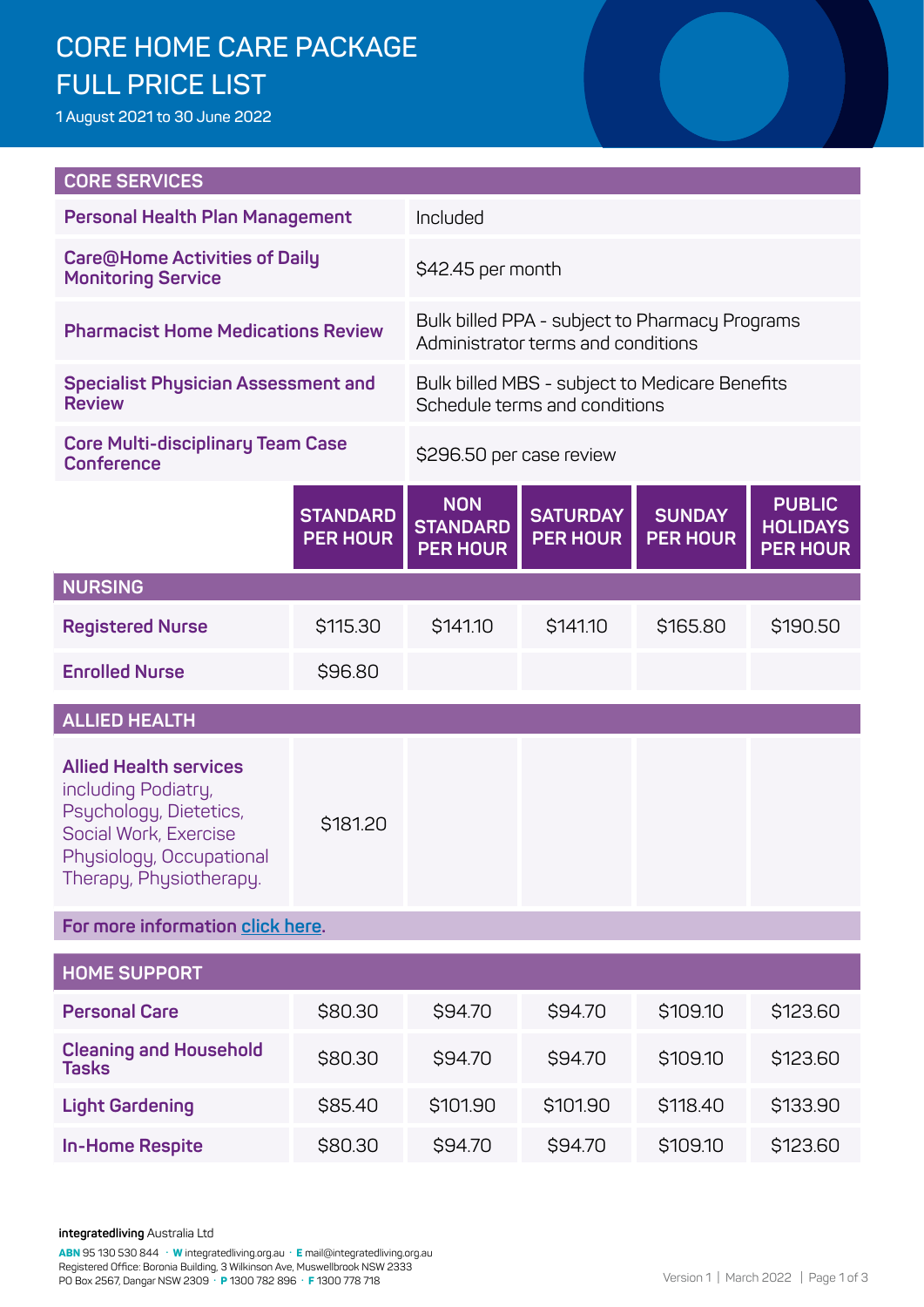# CORE HOME CARE PACKAGE FULL PRICE LIST

1 August 2021 to 30 June 2022

| CORE SERVICES | |
|---|---|
| **Personal Health Plan Management** | Included |
| **Care@Home Activities of Daily Monitoring Service** | $42.45 per month |
| **Pharmacist Home Medications Review** | Bulk billed PPA - subject to Pharmacy Programs Administrator terms and conditions |
| **Specialist Physician Assessment and Review** | Bulk billed MBS - subject to Medicare Benefits Schedule terms and conditions |
| **Core Multi-disciplinary Team Case Conference** | $296.50 per case review |

| | STANDARD PER HOUR | NON STANDARD PER HOUR | SATURDAY PER HOUR | SUNDAY PER HOUR | PUBLIC HOLIDAYS PER HOUR |
|---|---|---|---|---|---|
| **NURSING** | | | | | |
| **Registered Nurse** | $115.30 | $141.10 | $141.10 | $165.80 | $190.50 |
| **Enrolled Nurse** | $96.80 | | | | |
| **ALLIED HEALTH** | | | | | |
| **Allied Health services** including Podiatry, Psychology, Dietetics, Social Work, Exercise Physiology, Occupational Therapy, Physiotherapy. | $181.20 | | | | |
| For more information click here. | | | | | |
| **HOME SUPPORT** | | | | | |
| **Personal Care** | $80.30 | $94.70 | $94.70 | $109.10 | $123.60 |
| **Cleaning and Household Tasks** | $80.30 | $94.70 | $94.70 | $109.10 | $123.60 |
| **Light Gardening** | $85.40 | $101.90 | $101.90 | $118.40 | $133.90 |
| **In-Home Respite** | $80.30 | $94.70 | $94.70 | $109.10 | $123.60 |

**integratedliving** Australia Ltd

**ABN** 95 130 530 844 · **W** integratedliving.org.au · **E** mail@integratedliving.org.au
Registered Office: Boronia Building, 3 Wilkinson Ave, Muswellbrook NSW 2333
PO Box 2567, Dangar NSW 2309 · **P** 1300 782 896 · **F** 1300 778 718

Version 1 | March 2022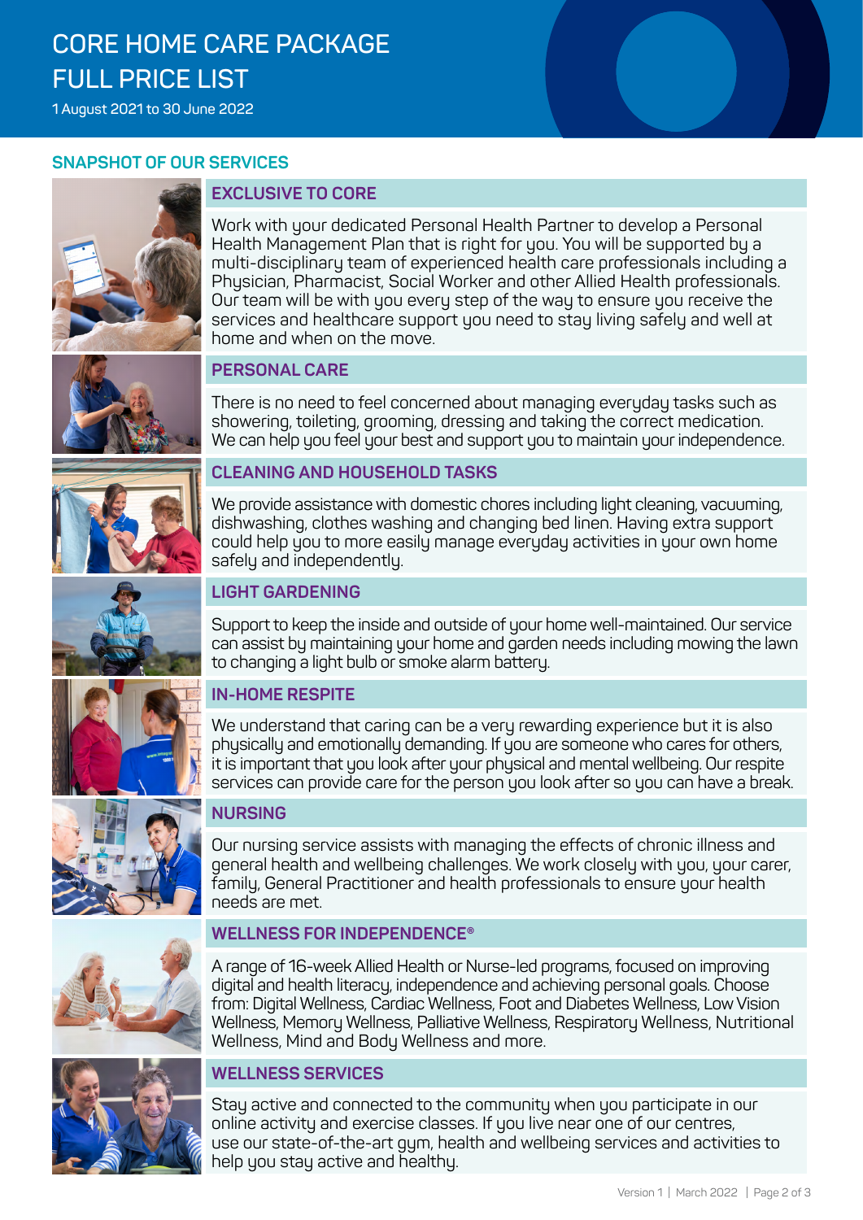# CORE HOME CARE PACKAGE FULL PRICE LIST

1 August 2021 to 30 June 2022

## SNAPSHOT OF OUR SERVICES

### EXCLUSIVE TO CORE

Work with your dedicated Personal Health Partner to develop a Personal Health Management Plan that is right for you. You will be supported by a multi-disciplinary team of experienced health care professionals including a Physician, Pharmacist, Social Worker and other Allied Health professionals. Our team will be with you every step of the way to ensure you receive the services and healthcare support you need to stay living safely and well at home and when on the move.

### PERSONAL CARE

There is no need to feel concerned about managing everyday tasks such as showering, toileting, grooming, dressing and taking the correct medication. We can help you feel your best and support you to maintain your independence.

### CLEANING AND HOUSEHOLD TASKS

We provide assistance with domestic chores including light cleaning, vacuuming, dishwashing, clothes washing and changing bed linen. Having extra support could help you to more easily manage everyday activities in your own home safely and independently.

### LIGHT GARDENING

Support to keep the inside and outside of your home well-maintained. Our service can assist by maintaining your home and garden needs including mowing the lawn to changing a light bulb or smoke alarm battery.

### IN-HOME RESPITE

We understand that caring can be a very rewarding experience but it is also physically and emotionally demanding. If you are someone who cares for others, it is important that you look after your physical and mental wellbeing. Our respite services can provide care for the person you look after so you can have a break.

### NURSING

Our nursing service assists with managing the effects of chronic illness and general health and wellbeing challenges. We work closely with you, your carer, family, General Practitioner and health professionals to ensure your health needs are met.

### WELLNESS FOR INDEPENDENCE®

A range of 16-week Allied Health or Nurse-led programs, focused on improving digital and health literacy, independence and achieving personal goals. Choose from: Digital Wellness, Cardiac Wellness, Foot and Diabetes Wellness, Low Vision Wellness, Memory Wellness, Palliative Wellness, Respiratory Wellness, Nutritional Wellness, Mind and Body Wellness and more.

### WELLNESS SERVICES

Stay active and connected to the community when you participate in our online activity and exercise classes. If you live near one of our centres, use our state-of-the-art gym, health and wellbeing services and activities to help you stay active and healthy.

Version 1 | March 2022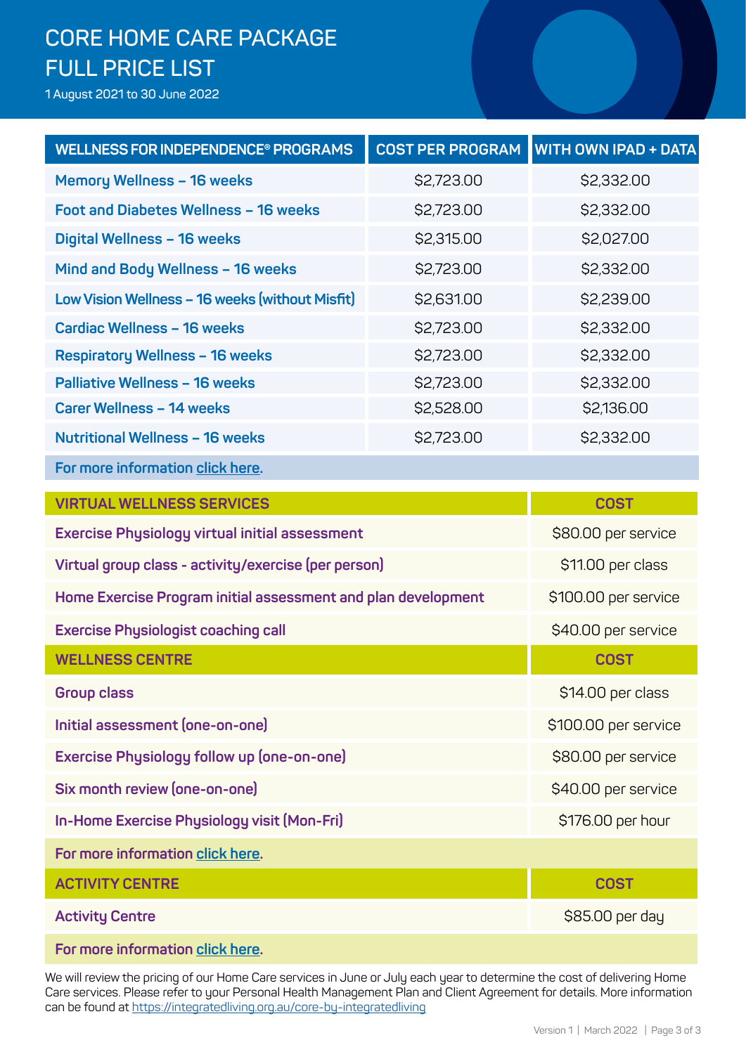# CORE HOME CARE PACKAGE FULL PRICE LIST

1 August 2021 to 30 June 2022

| WELLNESS FOR INDEPENDENCE® PROGRAMS | COST PER PROGRAM | WITH OWN IPAD + DATA |
|---|---|---|
| Memory Wellness – 16 weeks | $2,723.00 | $2,332.00 |
| Foot and Diabetes Wellness – 16 weeks | $2,723.00 | $2,332.00 |
| Digital Wellness – 16 weeks | $2,315.00 | $2,027.00 |
| Mind and Body Wellness – 16 weeks | $2,723.00 | $2,332.00 |
| Low Vision Wellness – 16 weeks (without Misfit) | $2,631.00 | $2,239.00 |
| Cardiac Wellness – 16 weeks | $2,723.00 | $2,332.00 |
| Respiratory Wellness – 16 weeks | $2,723.00 | $2,332.00 |
| Palliative Wellness – 16 weeks | $2,723.00 | $2,332.00 |
| Carer Wellness – 14 weeks | $2,528.00 | $2,136.00 |
| Nutritional Wellness – 16 weeks | $2,723.00 | $2,332.00 |
| For more information click here. | | |

| VIRTUAL WELLNESS SERVICES | COST |
|---|---|
| Exercise Physiology virtual initial assessment | $80.00 per service |
| Virtual group class - activity/exercise (per person) | $11.00 per class |
| Home Exercise Program initial assessment and plan development | $100.00 per service |
| Exercise Physiologist coaching call | $40.00 per service |
| **WELLNESS CENTRE** | **COST** |
| Group class | $14.00 per class |
| Initial assessment (one-on-one) | $100.00 per service |
| Exercise Physiology follow up (one-on-one) | $80.00 per service |
| Six month review (one-on-one) | $40.00 per service |
| In-Home Exercise Physiology visit (Mon-Fri) | $176.00 per hour |
| For more information click here. | |
| **ACTIVITY CENTRE** | **COST** |
| Activity Centre | $85.00 per day |
| For more information click here. | |

We will review the pricing of our Home Care services in June or July each year to determine the cost of delivering Home Care services. Please refer to your Personal Health Management Plan and Client Agreement for details. More information can be found at https://integratedliving.org.au/core-by-integratedliving

Version 1 | March 2022